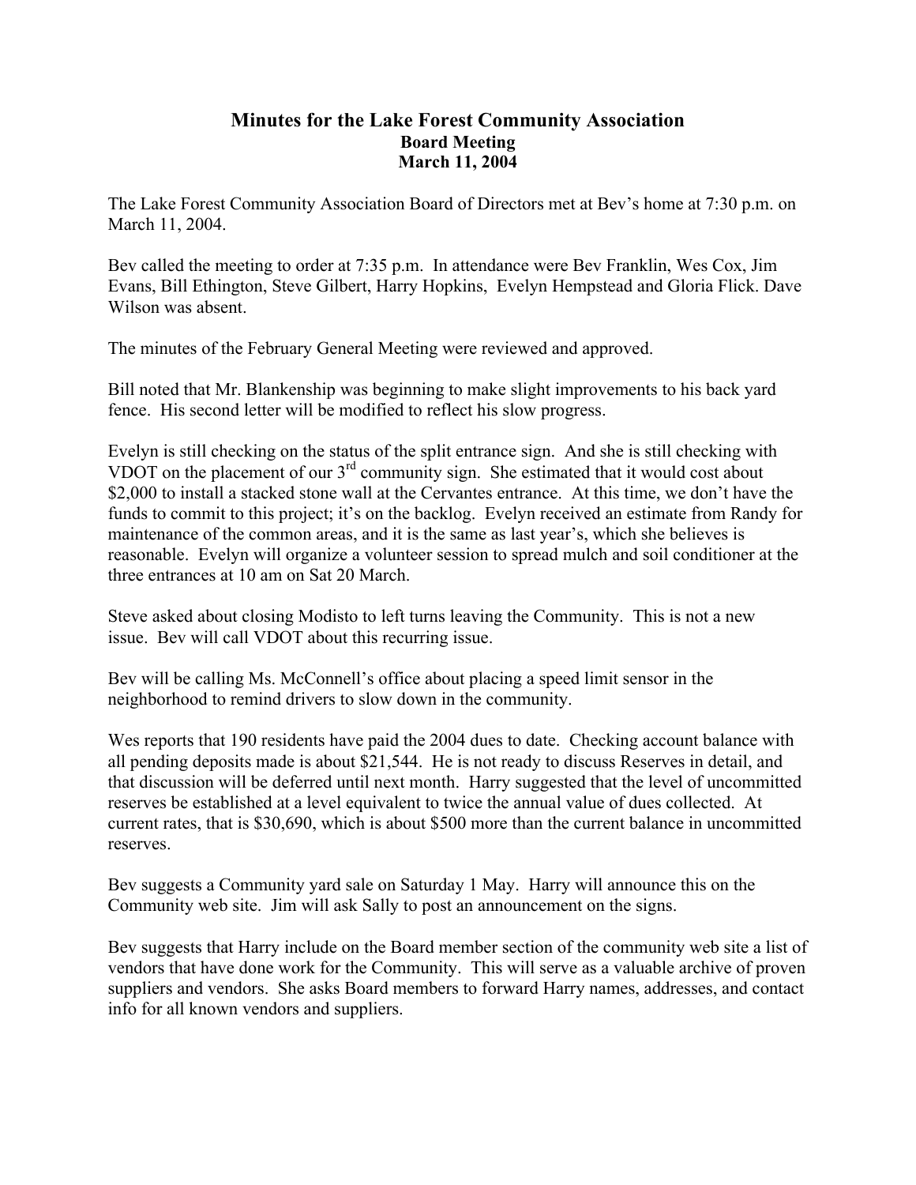# Minutes for the Lake Forest Community Association

## Board Meeting

## March 11, 2004

The Lake Forest Community Association Board of Directors met at Bev's home at 7:30 p.m. on March 11, 2004.

Bev called the meeting to order at 7:35 p.m. In attendance were Bev Franklin, Wes Cox, Jim Evans, Bill Ethington, Steve Gilbert, Harry Hopkins, Evelyn Hempstead and Gloria Flick. Dave Wilson was absent.

The minutes of the February General Meeting were reviewed and approved.

Bill noted that Mr. Blankenship was beginning to make slight improvements to his back yard fence. His second letter will be modified to reflect his slow progress.

Evelyn is still checking on the status of the split entrance sign. And she is still checking with VDOT on the placement of our 3rd community sign. She estimated that it would cost about $2,000 to install a stacked stone wall at the Cervantes entrance. At this time, we don't have the funds to commit to this project; it's on the backlog. Evelyn received an estimate from Randy for maintenance of the common areas, and it is the same as last year's, which she believes is reasonable. Evelyn will organize a volunteer session to spread mulch and soil conditioner at the three entrances at 10 am on Sat 20 March.

Steve asked about closing Modisto to left turns leaving the Community. This is not a new issue. Bev will call VDOT about this recurring issue.

Bev will be calling Ms. McConnell's office about placing a speed limit sensor in the neighborhood to remind drivers to slow down in the community.

Wes reports that 190 residents have paid the 2004 dues to date. Checking account balance with all pending deposits made is about $21,544. He is not ready to discuss Reserves in detail, and that discussion will be deferred until next month. Harry suggested that the level of uncommitted reserves be established at a level equivalent to twice the annual value of dues collected. At current rates, that is $30,690, which is about $500 more than the current balance in uncommitted reserves.

Bev suggests a Community yard sale on Saturday 1 May. Harry will announce this on the Community web site. Jim will ask Sally to post an announcement on the signs.

Bev suggests that Harry include on the Board member section of the community web site a list of vendors that have done work for the Community. This will serve as a valuable archive of proven suppliers and vendors. She asks Board members to forward Harry names, addresses, and contact info for all known vendors and suppliers.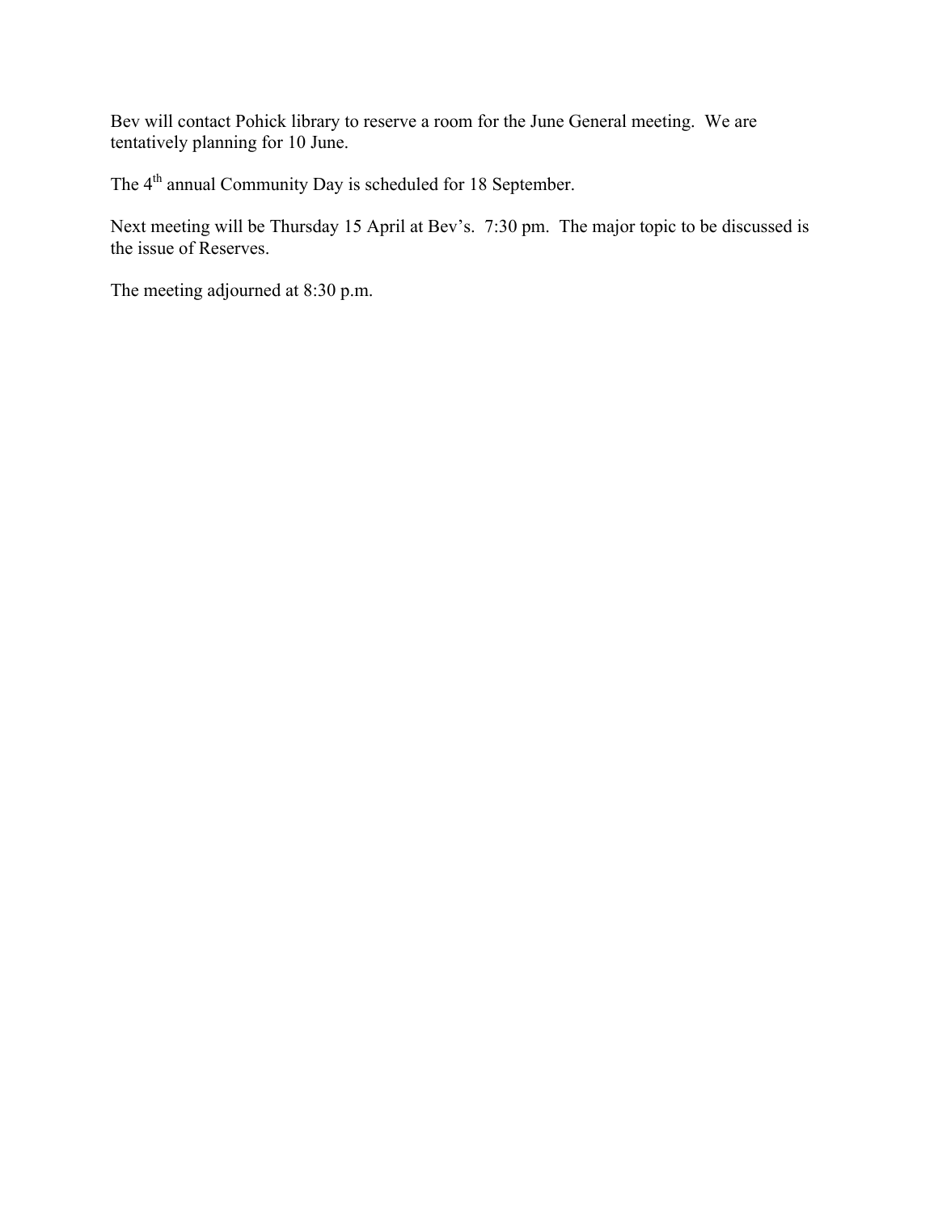Bev will contact Pohick library to reserve a room for the June General meeting. We are tentatively planning for 10 June.

The 4th annual Community Day is scheduled for 18 September.

Next meeting will be Thursday 15 April at Bev's. 7:30 pm. The major topic to be discussed is the issue of Reserves.

The meeting adjourned at 8:30 p.m.